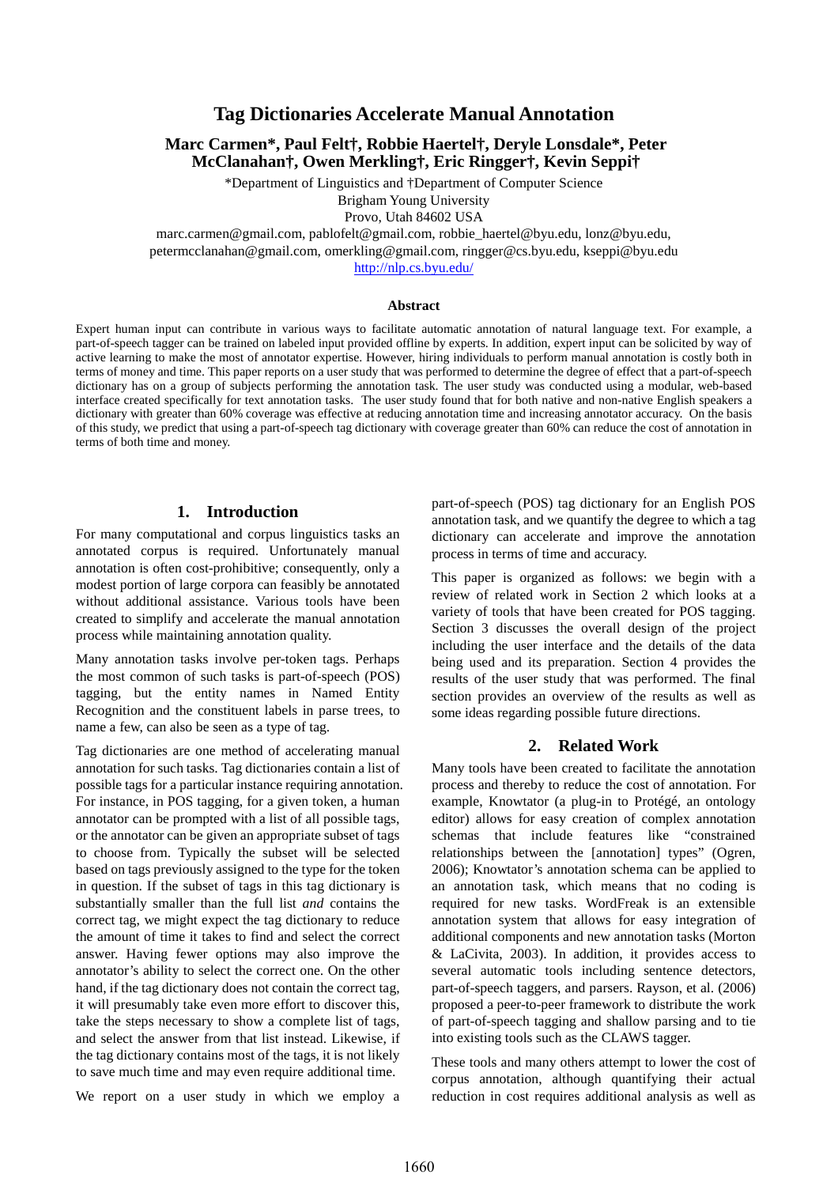# Tag Dictionaries Accelerate Manual Annotation

**Marc Carmen\*, Paul Felt†, Robbie Haertel†, Deryle Lonsdale\*, Peter McClanahan†, Owen Merkling†, Eric Ringger†, Kevin Seppi†**

\*Department of Linguistics and †Department of Computer Science
Brigham Young University
Provo, Utah 84602 USA

marc.carmen@gmail.com, pablofelt@gmail.com, robbie_haertel@byu.edu, lonz@byu.edu, petermcclanahan@gmail.com, omerkling@gmail.com, ringger@cs.byu.edu, kseppi@byu.edu
http://nlp.cs.byu.edu/

### Abstract

Expert human input can contribute in various ways to facilitate automatic annotation of natural language text. For example, a part-of-speech tagger can be trained on labeled input provided offline by experts. In addition, expert input can be solicited by way of active learning to make the most of annotator expertise. However, hiring individuals to perform manual annotation is costly both in terms of money and time. This paper reports on a user study that was performed to determine the degree of effect that a part-of-speech dictionary has on a group of subjects performing the annotation task. The user study was conducted using a modular, web-based interface created specifically for text annotation tasks. The user study found that for both native and non-native English speakers a dictionary with greater than 60% coverage was effective at reducing annotation time and increasing annotator accuracy. On the basis of this study, we predict that using a part-of-speech tag dictionary with coverage greater than 60% can reduce the cost of annotation in terms of both time and money.

## 1. Introduction

For many computational and corpus linguistics tasks an annotated corpus is required. Unfortunately manual annotation is often cost-prohibitive; consequently, only a modest portion of large corpora can feasibly be annotated without additional assistance. Various tools have been created to simplify and accelerate the manual annotation process while maintaining annotation quality.

Many annotation tasks involve per-token tags. Perhaps the most common of such tasks is part-of-speech (POS) tagging, but the entity names in Named Entity Recognition and the constituent labels in parse trees, to name a few, can also be seen as a type of tag.

Tag dictionaries are one method of accelerating manual annotation for such tasks. Tag dictionaries contain a list of possible tags for a particular instance requiring annotation. For instance, in POS tagging, for a given token, a human annotator can be prompted with a list of all possible tags, or the annotator can be given an appropriate subset of tags to choose from. Typically the subset will be selected based on tags previously assigned to the type for the token in question. If the subset of tags in this tag dictionary is substantially smaller than the full list *and* contains the correct tag, we might expect the tag dictionary to reduce the amount of time it takes to find and select the correct answer. Having fewer options may also improve the annotator's ability to select the correct one. On the other hand, if the tag dictionary does not contain the correct tag, it will presumably take even more effort to discover this, take the steps necessary to show a complete list of tags, and select the answer from that list instead. Likewise, if the tag dictionary contains most of the tags, it is not likely to save much time and may even require additional time.

We report on a user study in which we employ a part-of-speech (POS) tag dictionary for an English POS annotation task, and we quantify the degree to which a tag dictionary can accelerate and improve the annotation process in terms of time and accuracy.

This paper is organized as follows: we begin with a review of related work in Section 2 which looks at a variety of tools that have been created for POS tagging. Section 3 discusses the overall design of the project including the user interface and the details of the data being used and its preparation. Section 4 provides the results of the user study that was performed. The final section provides an overview of the results as well as some ideas regarding possible future directions.

## 2. Related Work

Many tools have been created to facilitate the annotation process and thereby to reduce the cost of annotation. For example, Knowtator (a plug-in to Protégé, an ontology editor) allows for easy creation of complex annotation schemas that include features like "constrained relationships between the [annotation] types" (Ogren, 2006); Knowtator's annotation schema can be applied to an annotation task, which means that no coding is required for new tasks. WordFreak is an extensible annotation system that allows for easy integration of additional components and new annotation tasks (Morton & LaCivita, 2003). In addition, it provides access to several automatic tools including sentence detectors, part-of-speech taggers, and parsers. Rayson, et al. (2006) proposed a peer-to-peer framework to distribute the work of part-of-speech tagging and shallow parsing and to tie into existing tools such as the CLAWS tagger.

These tools and many others attempt to lower the cost of corpus annotation, although quantifying their actual reduction in cost requires additional analysis as well as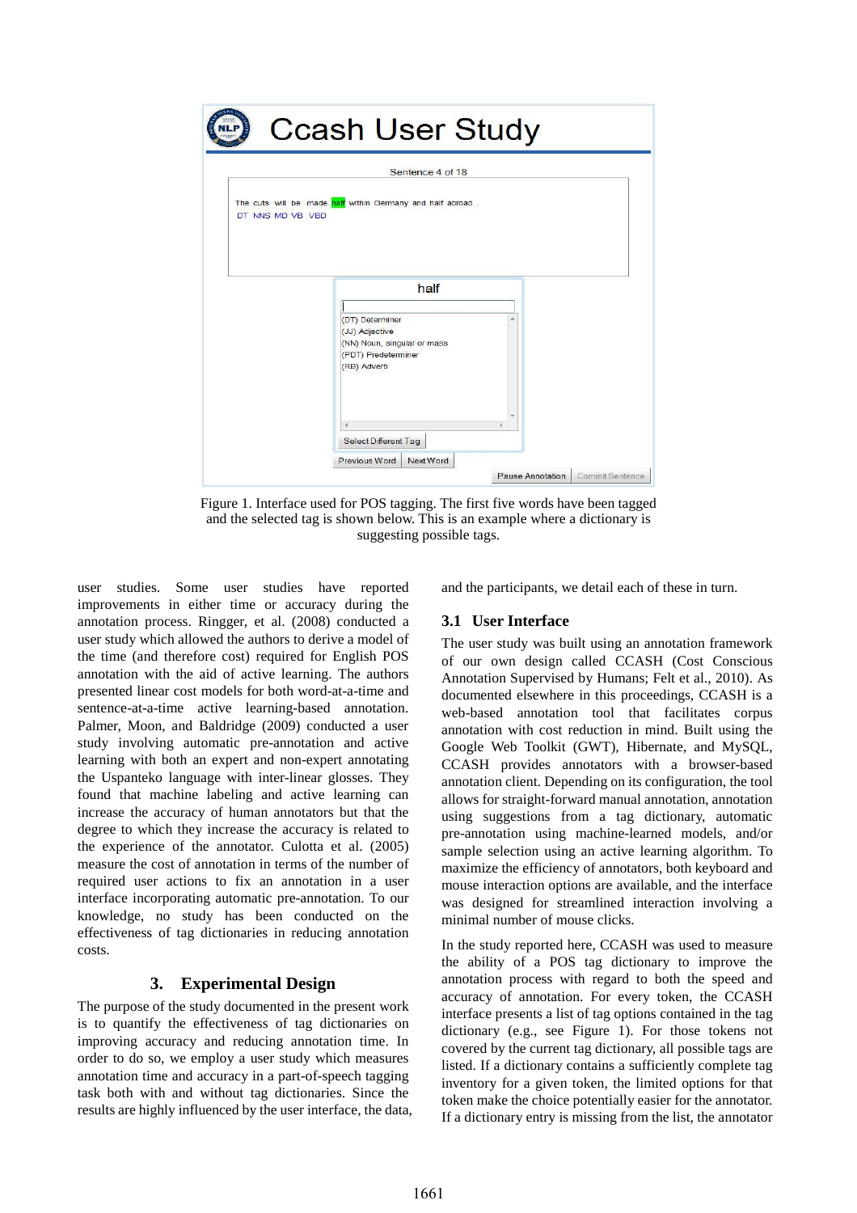Figure 1. Interface used for POS tagging. The first five words have been tagged and the selected tag is shown below. This is an example where a dictionary is suggesting possible tags.

user studies. Some user studies have reported improvements in either time or accuracy during the annotation process. Ringger, et al. (2008) conducted a user study which allowed the authors to derive a model of the time (and therefore cost) required for English POS annotation with the aid of active learning. The authors presented linear cost models for both word-at-a-time and sentence-at-a-time active learning-based annotation. Palmer, Moon, and Baldridge (2009) conducted a user study involving automatic pre-annotation and active learning with both an expert and non-expert annotating the Uspanteko language with inter-linear glosses. They found that machine labeling and active learning can increase the accuracy of human annotators but that the degree to which they increase the accuracy is related to the experience of the annotator. Culotta et al. (2005) measure the cost of annotation in terms of the number of required user actions to fix an annotation in a user interface incorporating automatic pre-annotation. To our knowledge, no study has been conducted on the effectiveness of tag dictionaries in reducing annotation costs.

## 3. Experimental Design

The purpose of the study documented in the present work is to quantify the effectiveness of tag dictionaries on improving accuracy and reducing annotation time. In order to do so, we employ a user study which measures annotation time and accuracy in a part-of-speech tagging task both with and without tag dictionaries. Since the results are highly influenced by the user interface, the data, and the participants, we detail each of these in turn.

### 3.1 User Interface

The user study was built using an annotation framework of our own design called CCASH (Cost Conscious Annotation Supervised by Humans; Felt et al., 2010). As documented elsewhere in this proceedings, CCASH is a web-based annotation tool that facilitates corpus annotation with cost reduction in mind. Built using the Google Web Toolkit (GWT), Hibernate, and MySQL, CCASH provides annotators with a browser-based annotation client. Depending on its configuration, the tool allows for straight-forward manual annotation, annotation using suggestions from a tag dictionary, automatic pre-annotation using machine-learned models, and/or sample selection using an active learning algorithm. To maximize the efficiency of annotators, both keyboard and mouse interaction options are available, and the interface was designed for streamlined interaction involving a minimal number of mouse clicks.

In the study reported here, CCASH was used to measure the ability of a POS tag dictionary to improve the annotation process with regard to both the speed and accuracy of annotation. For every token, the CCASH interface presents a list of tag options contained in the tag dictionary (e.g., see Figure 1). For those tokens not covered by the current tag dictionary, all possible tags are listed. If a dictionary contains a sufficiently complete tag inventory for a given token, the limited options for that token make the choice potentially easier for the annotator. If a dictionary entry is missing from the list, the annotator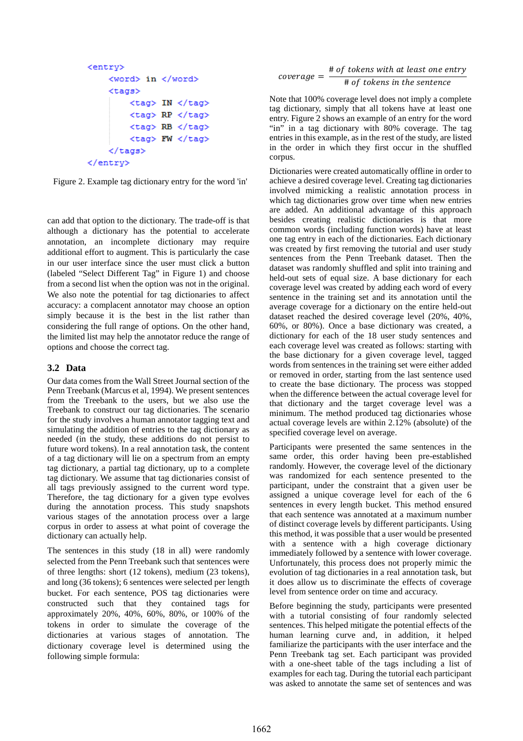```
<entry>
    <word> in </word>
    <tags>
        <tag> IN </tag>
        <tag> RP </tag>
        <tag> RB </tag>
        <tag> FW </tag>
    </tags>
</entry>
```

Figure 2. Example tag dictionary entry for the word 'in'

can add that option to the dictionary. The trade-off is that although a dictionary has the potential to accelerate annotation, an incomplete dictionary may require additional effort to augment. This is particularly the case in our user interface since the user must click a button (labeled "Select Different Tag" in Figure 1) and choose from a second list when the option was not in the original. We also note the potential for tag dictionaries to affect accuracy: a complacent annotator may choose an option simply because it is the best in the list rather than considering the full range of options. On the other hand, the limited list may help the annotator reduce the range of options and choose the correct tag.

### 3.2 Data

Our data comes from the Wall Street Journal section of the Penn Treebank (Marcus et al, 1994). We present sentences from the Treebank to the users, but we also use the Treebank to construct our tag dictionaries. The scenario for the study involves a human annotator tagging text and simulating the addition of entries to the tag dictionary as needed (in the study, these additions do not persist to future word tokens). In a real annotation task, the content of a tag dictionary will lie on a spectrum from an empty tag dictionary, a partial tag dictionary, up to a complete tag dictionary. We assume that tag dictionaries consist of all tags previously assigned to the current word type. Therefore, the tag dictionary for a given type evolves during the annotation process. This study snapshots various stages of the annotation process over a large corpus in order to assess at what point of coverage the dictionary can actually help.

The sentences in this study (18 in all) were randomly selected from the Penn Treebank such that sentences were of three lengths: short (12 tokens), medium (23 tokens), and long (36 tokens); 6 sentences were selected per length bucket. For each sentence, POS tag dictionaries were constructed such that they contained tags for approximately 20%, 40%, 60%, 80%, or 100% of the tokens in order to simulate the coverage of the dictionaries at various stages of annotation. The dictionary coverage level is determined using the following simple formula:

$$coverage = \frac{\#\ of\ tokens\ with\ at\ least\ one\ entry}{\#\ of\ tokens\ in\ the\ sentence}$$

Note that 100% coverage level does not imply a complete tag dictionary, simply that all tokens have at least one entry. Figure 2 shows an example of an entry for the word "in" in a tag dictionary with 80% coverage. The tag entries in this example, as in the rest of the study, are listed in the order in which they first occur in the shuffled corpus.

Dictionaries were created automatically offline in order to achieve a desired coverage level. Creating tag dictionaries involved mimicking a realistic annotation process in which tag dictionaries grow over time when new entries are added. An additional advantage of this approach besides creating realistic dictionaries is that more common words (including function words) have at least one tag entry in each of the dictionaries. Each dictionary was created by first removing the tutorial and user study sentences from the Penn Treebank dataset. Then the dataset was randomly shuffled and split into training and held-out sets of equal size. A base dictionary for each coverage level was created by adding each word of every sentence in the training set and its annotation until the average coverage for a dictionary on the entire held-out dataset reached the desired coverage level (20%, 40%, 60%, or 80%). Once a base dictionary was created, a dictionary for each of the 18 user study sentences and each coverage level was created as follows: starting with the base dictionary for a given coverage level, tagged words from sentences in the training set were either added or removed in order, starting from the last sentence used to create the base dictionary. The process was stopped when the difference between the actual coverage level for that dictionary and the target coverage level was a minimum. The method produced tag dictionaries whose actual coverage levels are within 2.12% (absolute) of the specified coverage level on average.

Participants were presented the same sentences in the same order, this order having been pre-established randomly. However, the coverage level of the dictionary was randomized for each sentence presented to the participant, under the constraint that a given user be assigned a unique coverage level for each of the 6 sentences in every length bucket. This method ensured that each sentence was annotated at a maximum number of distinct coverage levels by different participants. Using this method, it was possible that a user would be presented with a sentence with a high coverage dictionary immediately followed by a sentence with lower coverage. Unfortunately, this process does not properly mimic the evolution of tag dictionaries in a real annotation task, but it does allow us to discriminate the effects of coverage level from sentence order on time and accuracy.

Before beginning the study, participants were presented with a tutorial consisting of four randomly selected sentences. This helped mitigate the potential effects of the human learning curve and, in addition, it helped familiarize the participants with the user interface and the Penn Treebank tag set. Each participant was provided with a one-sheet table of the tags including a list of examples for each tag. During the tutorial each participant was asked to annotate the same set of sentences and was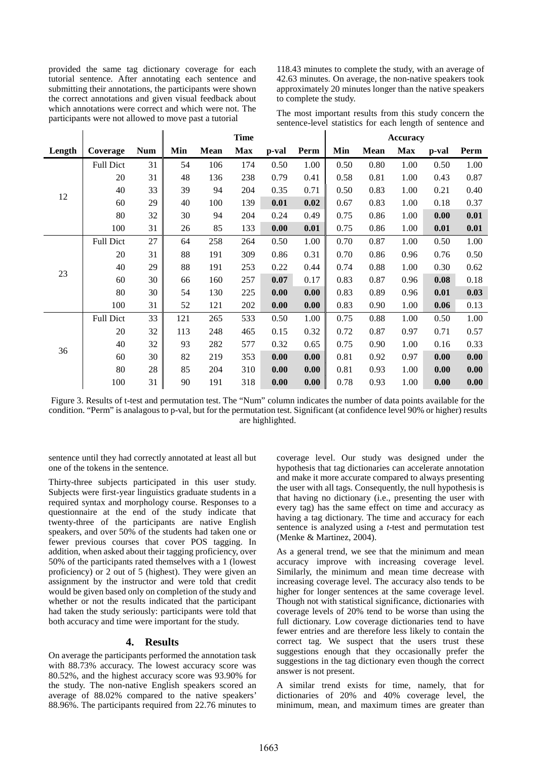provided the same tag dictionary coverage for each tutorial sentence. After annotating each sentence and submitting their annotations, the participants were shown the correct annotations and given visual feedback about which annotations were correct and which were not. The participants were not allowed to move past a tutorial sentence until they had correctly annotated at least all but one of the tokens in the sentence.

Thirty-three subjects participated in this user study. Subjects were first-year linguistics graduate students in a required syntax and morphology course. Responses to a questionnaire at the end of the study indicate that twenty-three of the participants are native English speakers, and over 50% of the students had taken one or fewer previous courses that cover POS tagging. In addition, when asked about their tagging proficiency, over 50% of the participants rated themselves with a 1 (lowest proficiency) or 2 out of 5 (highest). They were given an assignment by the instructor and were told that credit would be given based only on completion of the study and whether or not the results indicated that the participant had taken the study seriously: participants were told that both accuracy and time were important for the study.

## 4. Results

On average the participants performed the annotation task with 88.73% accuracy. The lowest accuracy score was 80.52%, and the highest accuracy score was 93.90% for the study. The non-native English speakers scored an average of 88.02% compared to the native speakers' 88.96%. The participants required from 22.76 minutes to 118.43 minutes to complete the study, with an average of 42.63 minutes. On average, the non-native speakers took approximately 20 minutes longer than the native speakers to complete the study.

The most important results from this study concern the sentence-level statistics for each length of sentence and coverage level. Our study was designed under the hypothesis that tag dictionaries can accelerate annotation and make it more accurate compared to always presenting the user with all tags. Consequently, the null hypothesis is that having no dictionary (i.e., presenting the user with every tag) has the same effect on time and accuracy as having a tag dictionary. The time and accuracy for each sentence is analyzed using a *t*-test and permutation test (Menke & Martinez, 2004).

| | | | Time | | | | | Accuracy | | | | |
|---|---|---|---|---|---|---|---|---|---|---|---|---|
| **Length** | **Coverage** | **Num** | **Min** | **Mean** | **Max** | **p-val** | **Perm** | **Min** | **Mean** | **Max** | **p-val** | **Perm** |
| 12 | Full Dict | 31 | 54 | 106 | 174 | 0.50 | 1.00 | 0.50 | 0.80 | 1.00 | 0.50 | 1.00 |
| | 20 | 31 | 48 | 136 | 238 | 0.79 | 0.41 | 0.58 | 0.81 | 1.00 | 0.43 | 0.87 |
| | 40 | 33 | 39 | 94 | 204 | 0.35 | 0.71 | 0.50 | 0.83 | 1.00 | 0.21 | 0.40 |
| | 60 | 29 | 40 | 100 | 139 | **0.01** | **0.02** | 0.67 | 0.83 | 1.00 | 0.18 | 0.37 |
| | 80 | 32 | 30 | 94 | 204 | 0.24 | 0.49 | 0.75 | 0.86 | 1.00 | **0.00** | **0.01** |
| | 100 | 31 | 26 | 85 | 133 | **0.00** | **0.01** | 0.75 | 0.86 | 1.00 | **0.01** | **0.01** |
| 23 | Full Dict | 27 | 64 | 258 | 264 | 0.50 | 1.00 | 0.70 | 0.87 | 1.00 | 0.50 | 1.00 |
| | 20 | 31 | 88 | 191 | 309 | 0.86 | 0.31 | 0.70 | 0.86 | 0.96 | 0.76 | 0.50 |
| | 40 | 29 | 88 | 191 | 253 | 0.22 | 0.44 | 0.74 | 0.88 | 1.00 | 0.30 | 0.62 |
| | 60 | 30 | 66 | 160 | 257 | **0.07** | 0.17 | 0.83 | 0.87 | 0.96 | **0.08** | 0.18 |
| | 80 | 30 | 54 | 130 | 225 | **0.00** | **0.00** | 0.83 | 0.89 | 0.96 | **0.01** | **0.03** |
| | 100 | 31 | 52 | 121 | 202 | **0.00** | **0.00** | 0.83 | 0.90 | 1.00 | **0.06** | 0.13 |
| 36 | Full Dict | 33 | 121 | 265 | 533 | 0.50 | 1.00 | 0.75 | 0.88 | 1.00 | 0.50 | 1.00 |
| | 20 | 32 | 113 | 248 | 465 | 0.15 | 0.32 | 0.72 | 0.87 | 0.97 | 0.71 | 0.57 |
| | 40 | 32 | 93 | 282 | 577 | 0.32 | 0.65 | 0.75 | 0.90 | 1.00 | 0.16 | 0.33 |
| | 60 | 30 | 82 | 219 | 353 | **0.00** | **0.00** | 0.81 | 0.92 | 0.97 | **0.00** | **0.00** |
| | 80 | 28 | 85 | 204 | 310 | **0.00** | **0.00** | 0.81 | 0.93 | 1.00 | **0.00** | **0.00** |
| | 100 | 31 | 90 | 191 | 318 | **0.00** | **0.00** | 0.78 | 0.93 | 1.00 | **0.00** | **0.00** |

Figure 3. Results of t-test and permutation test. The "Num" column indicates the number of data points available for the condition. "Perm" is analagous to p-val, but for the permutation test. Significant (at confidence level 90% or higher) results are highlighted.

As a general trend, we see that the minimum and mean accuracy improve with increasing coverage level. Similarly, the minimum and mean time decrease with increasing coverage level. The accuracy also tends to be higher for longer sentences at the same coverage level. Though not with statistical significance, dictionaries with coverage levels of 20% tend to be worse than using the full dictionary. Low coverage dictionaries tend to have fewer entries and are therefore less likely to contain the correct tag. We suspect that the users trust these suggestions enough that they occasionally prefer the suggestions in the tag dictionary even though the correct answer is not present.

A similar trend exists for time, namely, that for dictionaries of 20% and 40% coverage level, the minimum, mean, and maximum times are greater than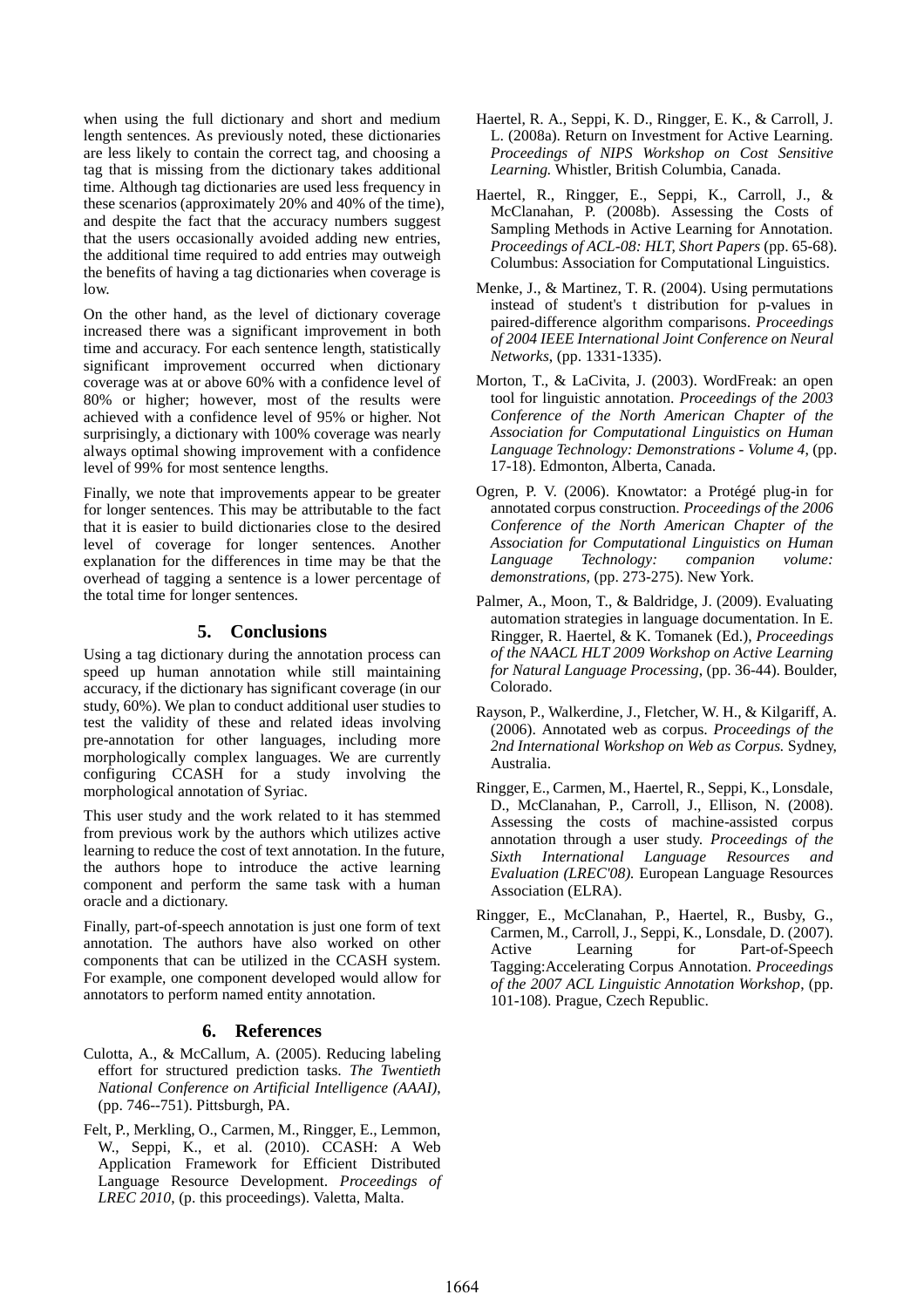when using the full dictionary and short and medium length sentences. As previously noted, these dictionaries are less likely to contain the correct tag, and choosing a tag that is missing from the dictionary takes additional time. Although tag dictionaries are used less frequency in these scenarios (approximately 20% and 40% of the time), and despite the fact that the accuracy numbers suggest that the users occasionally avoided adding new entries, the additional time required to add entries may outweigh the benefits of having a tag dictionaries when coverage is low.

On the other hand, as the level of dictionary coverage increased there was a significant improvement in both time and accuracy. For each sentence length, statistically significant improvement occurred when dictionary coverage was at or above 60% with a confidence level of 80% or higher; however, most of the results were achieved with a confidence level of 95% or higher. Not surprisingly, a dictionary with 100% coverage was nearly always optimal showing improvement with a confidence level of 99% for most sentence lengths.

Finally, we note that improvements appear to be greater for longer sentences. This may be attributable to the fact that it is easier to build dictionaries close to the desired level of coverage for longer sentences. Another explanation for the differences in time may be that the overhead of tagging a sentence is a lower percentage of the total time for longer sentences.

## 5. Conclusions

Using a tag dictionary during the annotation process can speed up human annotation while still maintaining accuracy, if the dictionary has significant coverage (in our study, 60%). We plan to conduct additional user studies to test the validity of these and related ideas involving pre-annotation for other languages, including more morphologically complex languages. We are currently configuring CCASH for a study involving the morphological annotation of Syriac.

This user study and the work related to it has stemmed from previous work by the authors which utilizes active learning to reduce the cost of text annotation. In the future, the authors hope to introduce the active learning component and perform the same task with a human oracle and a dictionary.

Finally, part-of-speech annotation is just one form of text annotation. The authors have also worked on other components that can be utilized in the CCASH system. For example, one component developed would allow for annotators to perform named entity annotation.

## 6. References

Culotta, A., & McCallum, A. (2005). Reducing labeling effort for structured prediction tasks. *The Twentieth National Conference on Artificial Intelligence (AAAI)*, (pp. 746--751). Pittsburgh, PA.

Felt, P., Merkling, O., Carmen, M., Ringger, E., Lemmon, W., Seppi, K., et al. (2010). CCASH: A Web Application Framework for Efficient Distributed Language Resource Development. *Proceedings of LREC 2010*, (p. this proceedings). Valetta, Malta.

Haertel, R. A., Seppi, K. D., Ringger, E. K., & Carroll, J. L. (2008a). Return on Investment for Active Learning. *Proceedings of NIPS Workshop on Cost Sensitive Learning.* Whistler, British Columbia, Canada.

Haertel, R., Ringger, E., Seppi, K., Carroll, J., & McClanahan, P. (2008b). Assessing the Costs of Sampling Methods in Active Learning for Annotation. *Proceedings of ACL-08: HLT, Short Papers* (pp. 65-68). Columbus: Association for Computational Linguistics.

Menke, J., & Martinez, T. R. (2004). Using permutations instead of student's t distribution for p-values in paired-difference algorithm comparisons. *Proceedings of 2004 IEEE International Joint Conference on Neural Networks*, (pp. 1331-1335).

Morton, T., & LaCivita, J. (2003). WordFreak: an open tool for linguistic annotation. *Proceedings of the 2003 Conference of the North American Chapter of the Association for Computational Linguistics on Human Language Technology: Demonstrations - Volume 4*, (pp. 17-18). Edmonton, Alberta, Canada.

Ogren, P. V. (2006). Knowtator: a Protégé plug-in for annotated corpus construction. *Proceedings of the 2006 Conference of the North American Chapter of the Association for Computational Linguistics on Human Language Technology: companion volume: demonstrations*, (pp. 273-275). New York.

Palmer, A., Moon, T., & Baldridge, J. (2009). Evaluating automation strategies in language documentation. In E. Ringger, R. Haertel, & K. Tomanek (Ed.), *Proceedings of the NAACL HLT 2009 Workshop on Active Learning for Natural Language Processing*, (pp. 36-44). Boulder, Colorado.

Rayson, P., Walkerdine, J., Fletcher, W. H., & Kilgariff, A. (2006). Annotated web as corpus. *Proceedings of the 2nd International Workshop on Web as Corpus.* Sydney, Australia.

Ringger, E., Carmen, M., Haertel, R., Seppi, K., Lonsdale, D., McClanahan, P., Carroll, J., Ellison, N. (2008). Assessing the costs of machine-assisted corpus annotation through a user study. *Proceedings of the Sixth International Language Resources and Evaluation (LREC'08).* European Language Resources Association (ELRA).

Ringger, E., McClanahan, P., Haertel, R., Busby, G., Carmen, M., Carroll, J., Seppi, K., Lonsdale, D. (2007). Active Learning for Part-of-Speech Tagging:Accelerating Corpus Annotation. *Proceedings of the 2007 ACL Linguistic Annotation Workshop*, (pp. 101-108). Prague, Czech Republic.